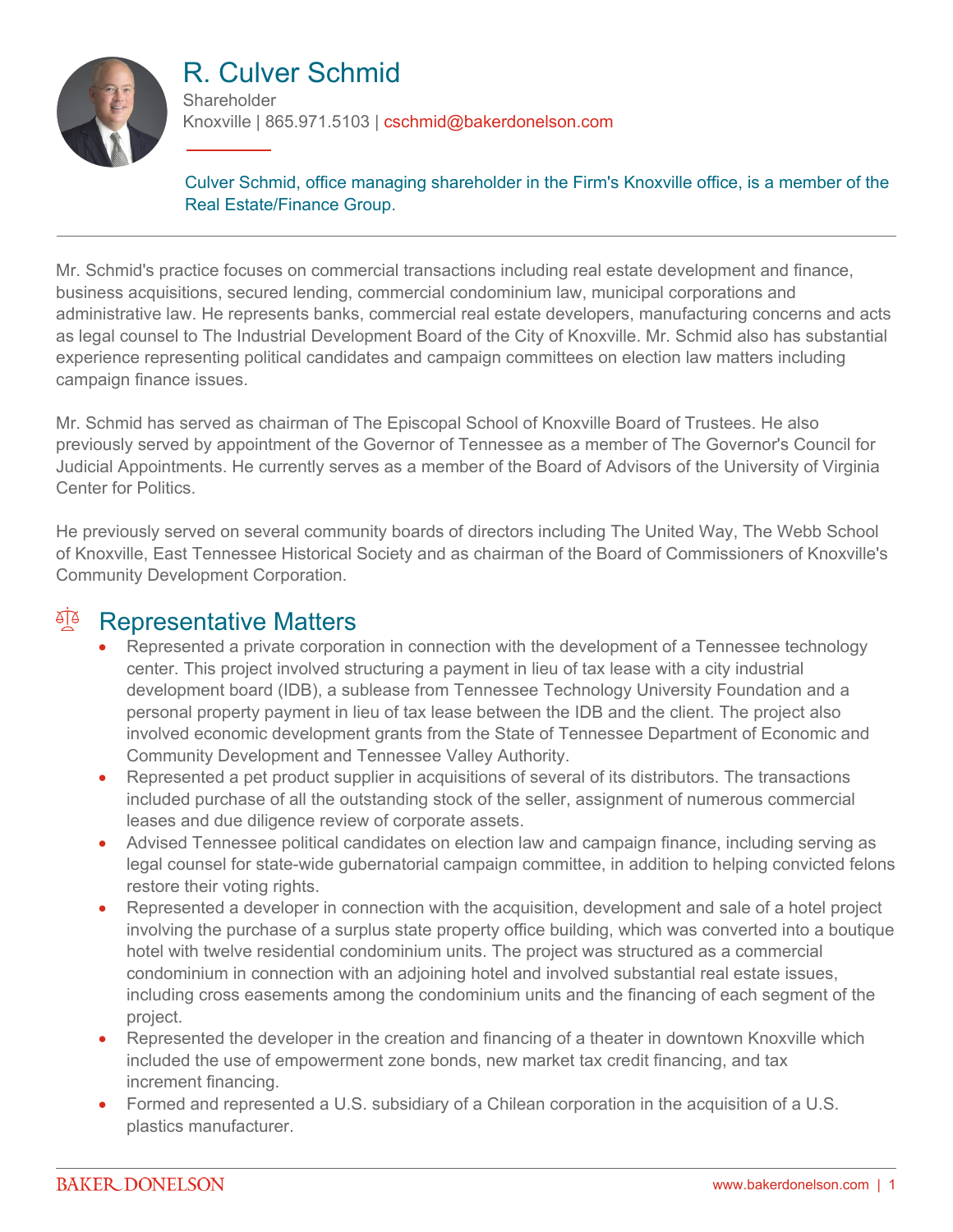# R. Culver Schmid

Shareholder
Knoxville | 865.971.5103 | cschmid@bakerdonelson.com

Culver Schmid, office managing shareholder in the Firm's Knoxville office, is a member of the Real Estate/Finance Group.

Mr. Schmid's practice focuses on commercial transactions including real estate development and finance, business acquisitions, secured lending, commercial condominium law, municipal corporations and administrative law. He represents banks, commercial real estate developers, manufacturing concerns and acts as legal counsel to The Industrial Development Board of the City of Knoxville. Mr. Schmid also has substantial experience representing political candidates and campaign committees on election law matters including campaign finance issues.

Mr. Schmid has served as chairman of The Episcopal School of Knoxville Board of Trustees. He also previously served by appointment of the Governor of Tennessee as a member of The Governor's Council for Judicial Appointments. He currently serves as a member of the Board of Advisors of the University of Virginia Center for Politics.

He previously served on several community boards of directors including The United Way, The Webb School of Knoxville, East Tennessee Historical Society and as chairman of the Board of Commissioners of Knoxville's Community Development Corporation.

## Representative Matters

- Represented a private corporation in connection with the development of a Tennessee technology center. This project involved structuring a payment in lieu of tax lease with a city industrial development board (IDB), a sublease from Tennessee Technology University Foundation and a personal property payment in lieu of tax lease between the IDB and the client. The project also involved economic development grants from the State of Tennessee Department of Economic and Community Development and Tennessee Valley Authority.
- Represented a pet product supplier in acquisitions of several of its distributors. The transactions included purchase of all the outstanding stock of the seller, assignment of numerous commercial leases and due diligence review of corporate assets.
- Advised Tennessee political candidates on election law and campaign finance, including serving as legal counsel for state-wide gubernatorial campaign committee, in addition to helping convicted felons restore their voting rights.
- Represented a developer in connection with the acquisition, development and sale of a hotel project involving the purchase of a surplus state property office building, which was converted into a boutique hotel with twelve residential condominium units. The project was structured as a commercial condominium in connection with an adjoining hotel and involved substantial real estate issues, including cross easements among the condominium units and the financing of each segment of the project.
- Represented the developer in the creation and financing of a theater in downtown Knoxville which included the use of empowerment zone bonds, new market tax credit financing, and tax increment financing.
- Formed and represented a U.S. subsidiary of a Chilean corporation in the acquisition of a U.S. plastics manufacturer.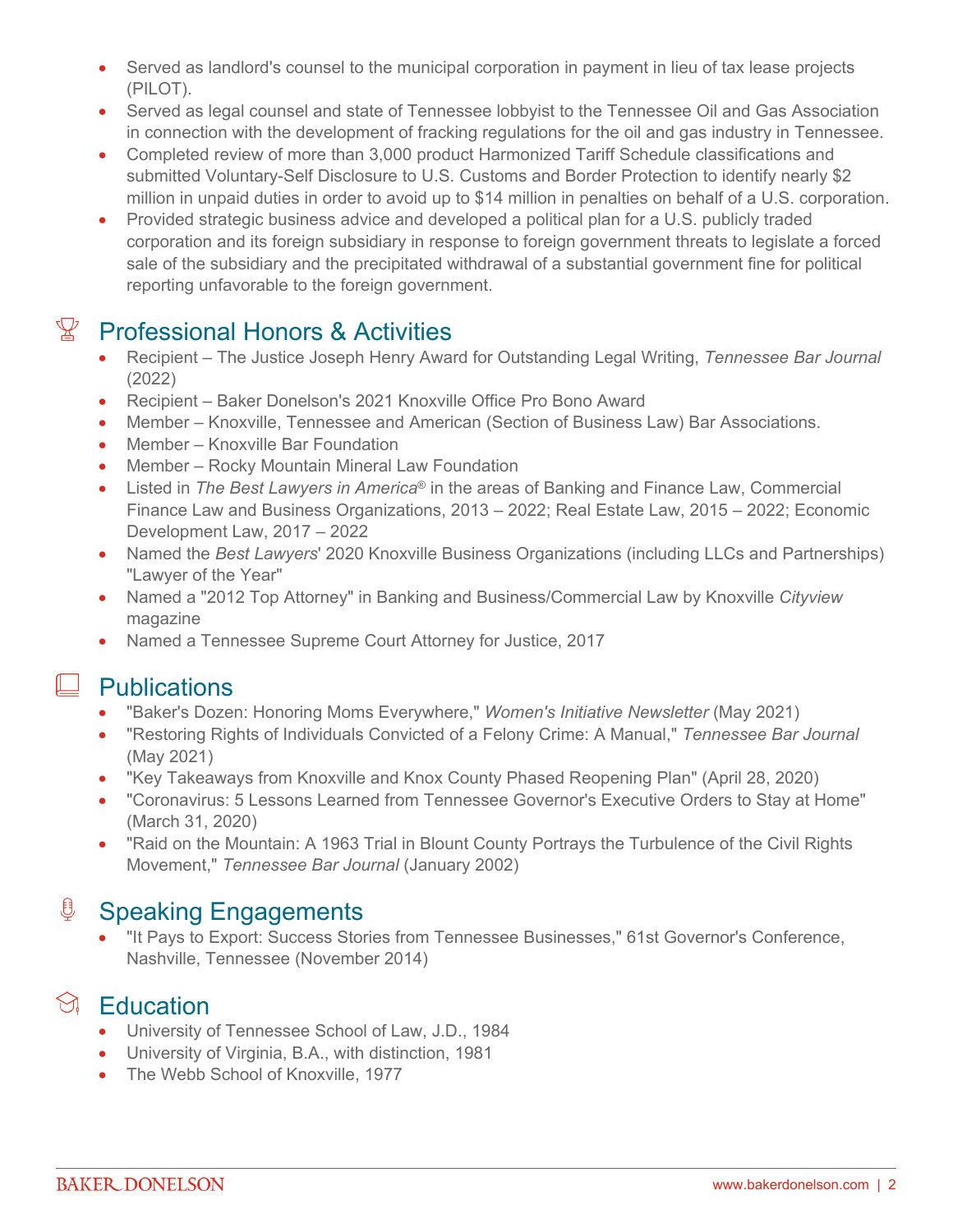- Served as landlord's counsel to the municipal corporation in payment in lieu of tax lease projects (PILOT).
- Served as legal counsel and state of Tennessee lobbyist to the Tennessee Oil and Gas Association in connection with the development of fracking regulations for the oil and gas industry in Tennessee.
- Completed review of more than 3,000 product Harmonized Tariff Schedule classifications and submitted Voluntary-Self Disclosure to U.S. Customs and Border Protection to identify nearly $2 million in unpaid duties in order to avoid up to $14 million in penalties on behalf of a U.S. corporation.
- Provided strategic business advice and developed a political plan for a U.S. publicly traded corporation and its foreign subsidiary in response to foreign government threats to legislate a forced sale of the subsidiary and the precipitated withdrawal of a substantial government fine for political reporting unfavorable to the foreign government.

## Professional Honors & Activities

- Recipient – The Justice Joseph Henry Award for Outstanding Legal Writing, *Tennessee Bar Journal* (2022)
- Recipient – Baker Donelson's 2021 Knoxville Office Pro Bono Award
- Member – Knoxville, Tennessee and American (Section of Business Law) Bar Associations.
- Member – Knoxville Bar Foundation
- Member – Rocky Mountain Mineral Law Foundation
- Listed in *The Best Lawyers in America*® in the areas of Banking and Finance Law, Commercial Finance Law and Business Organizations, 2013 – 2022; Real Estate Law, 2015 – 2022; Economic Development Law, 2017 – 2022
- Named the *Best Lawyers*' 2020 Knoxville Business Organizations (including LLCs and Partnerships) "Lawyer of the Year"
- Named a "2012 Top Attorney" in Banking and Business/Commercial Law by Knoxville *Cityview* magazine
- Named a Tennessee Supreme Court Attorney for Justice, 2017

## Publications

- "Baker's Dozen: Honoring Moms Everywhere," *Women's Initiative Newsletter* (May 2021)
- "Restoring Rights of Individuals Convicted of a Felony Crime: A Manual," *Tennessee Bar Journal* (May 2021)
- "Key Takeaways from Knoxville and Knox County Phased Reopening Plan" (April 28, 2020)
- "Coronavirus: 5 Lessons Learned from Tennessee Governor's Executive Orders to Stay at Home" (March 31, 2020)
- "Raid on the Mountain: A 1963 Trial in Blount County Portrays the Turbulence of the Civil Rights Movement," *Tennessee Bar Journal* (January 2002)

## Speaking Engagements

- "It Pays to Export: Success Stories from Tennessee Businesses," 61st Governor's Conference, Nashville, Tennessee (November 2014)

## Education

- University of Tennessee School of Law, J.D., 1984
- University of Virginia, B.A., with distinction, 1981
- The Webb School of Knoxville, 1977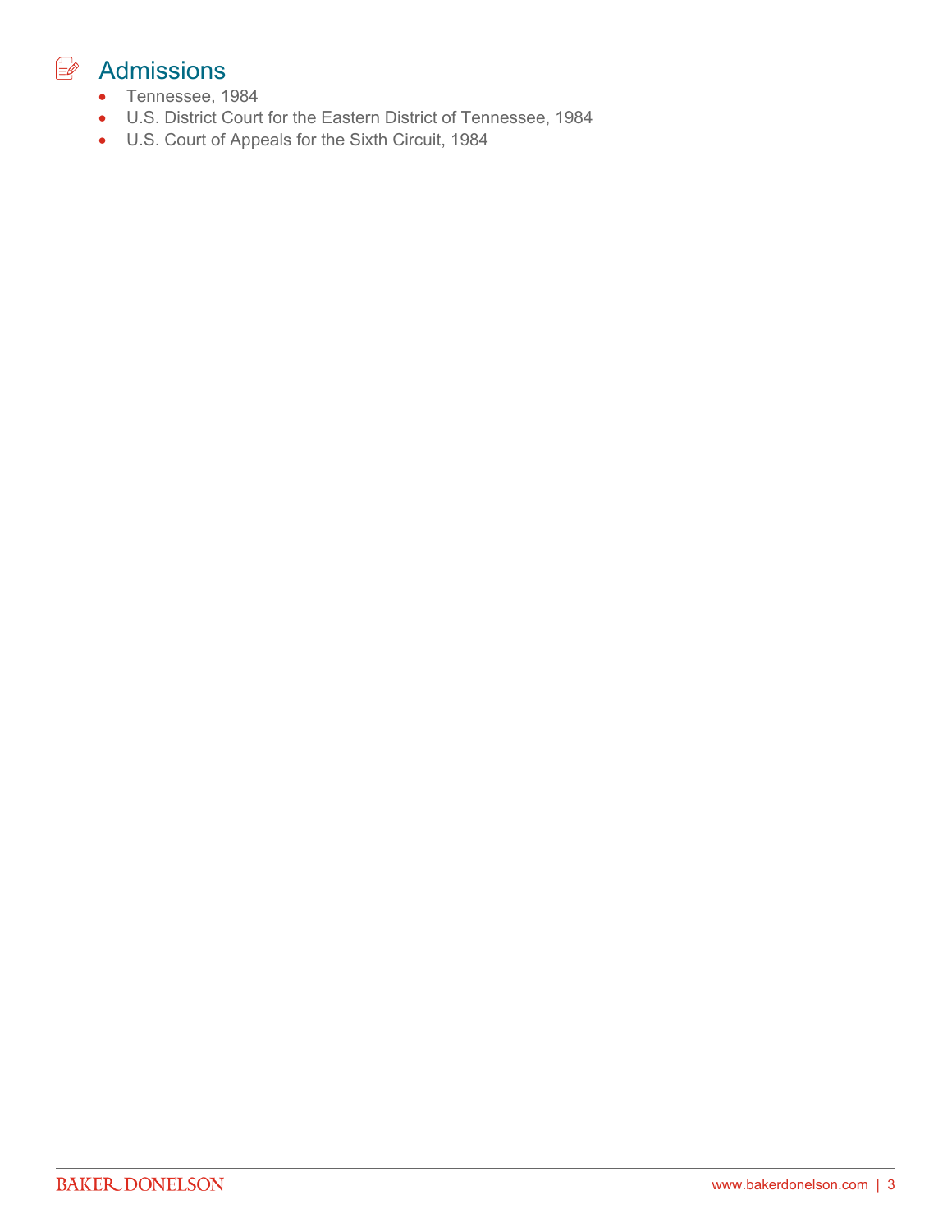## Admissions

- Tennessee, 1984
- U.S. District Court for the Eastern District of Tennessee, 1984
- U.S. Court of Appeals for the Sixth Circuit, 1984